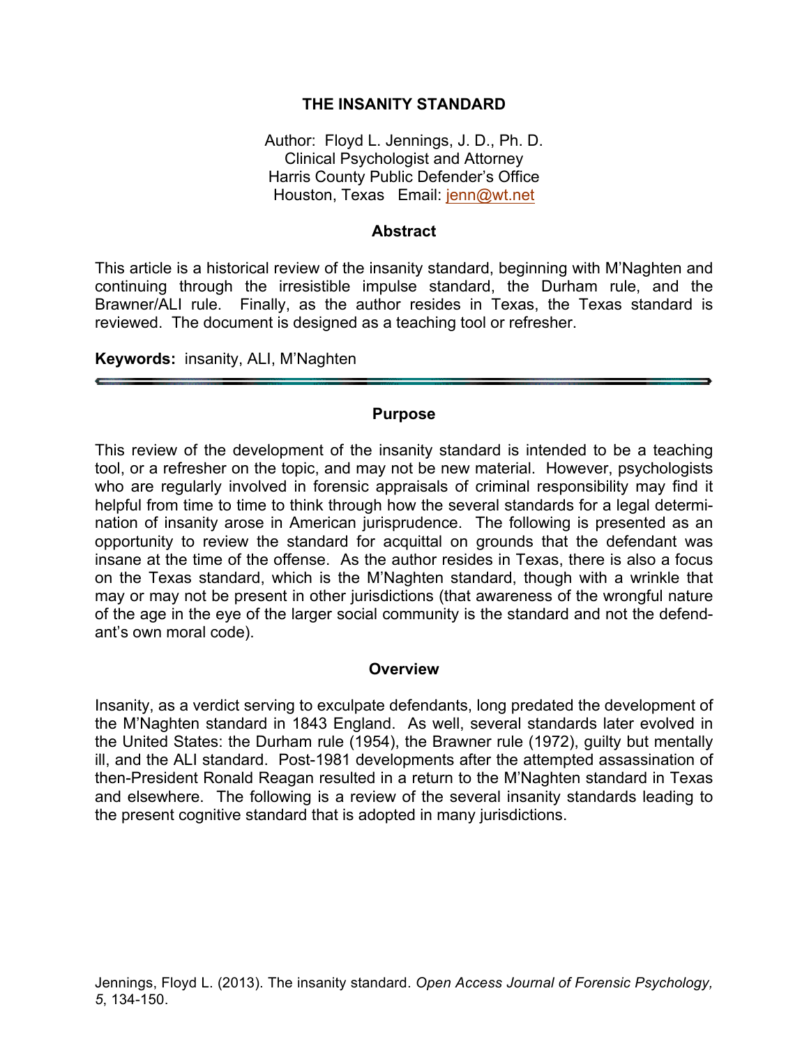# THE INSANITY STANDARD

Author: Floyd L. Jennings, J. D., Ph. D.
Clinical Psychologist and Attorney
Harris County Public Defender's Office
Houston, Texas Email: jenn@wt.net

## Abstract

This article is a historical review of the insanity standard, beginning with M'Naghten and continuing through the irresistible impulse standard, the Durham rule, and the Brawner/ALI rule. Finally, as the author resides in Texas, the Texas standard is reviewed. The document is designed as a teaching tool or refresher.

**Keywords:** insanity, ALI, M'Naghten

---

## Purpose

This review of the development of the insanity standard is intended to be a teaching tool, or a refresher on the topic, and may not be new material. However, psychologists who are regularly involved in forensic appraisals of criminal responsibility may find it helpful from time to time to think through how the several standards for a legal determination of insanity arose in American jurisprudence. The following is presented as an opportunity to review the standard for acquittal on grounds that the defendant was insane at the time of the offense. As the author resides in Texas, there is also a focus on the Texas standard, which is the M'Naghten standard, though with a wrinkle that may or may not be present in other jurisdictions (that awareness of the wrongful nature of the age in the eye of the larger social community is the standard and not the defendant's own moral code).

## Overview

Insanity, as a verdict serving to exculpate defendants, long predated the development of the M'Naghten standard in 1843 England. As well, several standards later evolved in the United States: the Durham rule (1954), the Brawner rule (1972), guilty but mentally ill, and the ALI standard. Post-1981 developments after the attempted assassination of then-President Ronald Reagan resulted in a return to the M'Naghten standard in Texas and elsewhere. The following is a review of the several insanity standards leading to the present cognitive standard that is adopted in many jurisdictions.

Jennings, Floyd L. (2013). The insanity standard. *Open Access Journal of Forensic Psychology, 5*, 134-150.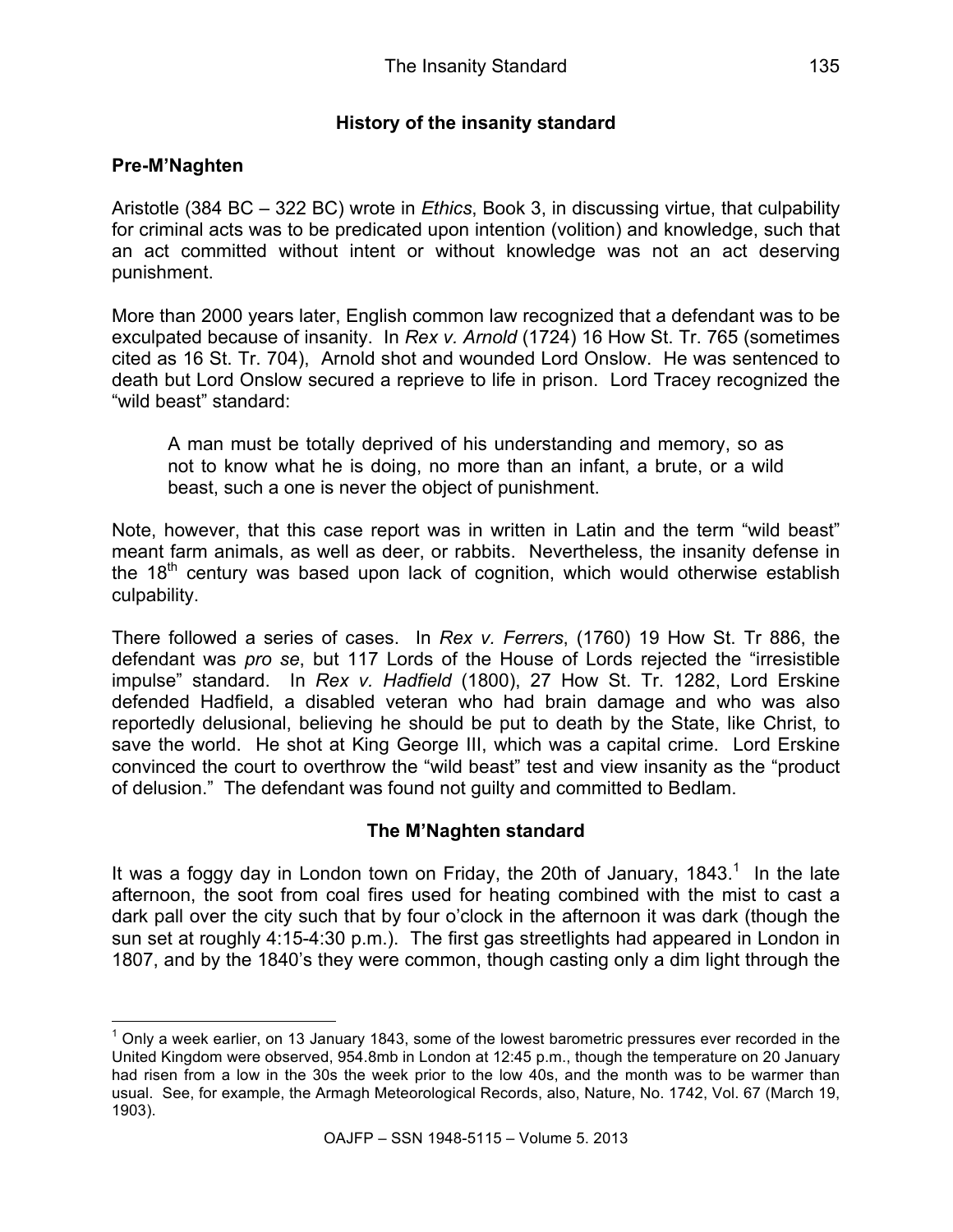## History of the insanity standard

### Pre-M'Naghten

Aristotle (384 BC – 322 BC) wrote in *Ethics*, Book 3, in discussing virtue, that culpability for criminal acts was to be predicated upon intention (volition) and knowledge, such that an act committed without intent or without knowledge was not an act deserving punishment.

More than 2000 years later, English common law recognized that a defendant was to be exculpated because of insanity. In *Rex v. Arnold* (1724) 16 How St. Tr. 765 (sometimes cited as 16 St. Tr. 704), Arnold shot and wounded Lord Onslow. He was sentenced to death but Lord Onslow secured a reprieve to life in prison. Lord Tracey recognized the "wild beast" standard:

> A man must be totally deprived of his understanding and memory, so as not to know what he is doing, no more than an infant, a brute, or a wild beast, such a one is never the object of punishment.

Note, however, that this case report was in written in Latin and the term "wild beast" meant farm animals, as well as deer, or rabbits. Nevertheless, the insanity defense in the 18th century was based upon lack of cognition, which would otherwise establish culpability.

There followed a series of cases. In *Rex v. Ferrers*, (1760) 19 How St. Tr 886, the defendant was *pro se*, but 117 Lords of the House of Lords rejected the "irresistible impulse" standard. In *Rex v. Hadfield* (1800), 27 How St. Tr. 1282, Lord Erskine defended Hadfield, a disabled veteran who had brain damage and who was also reportedly delusional, believing he should be put to death by the State, like Christ, to save the world. He shot at King George III, which was a capital crime. Lord Erskine convinced the court to overthrow the "wild beast" test and view insanity as the "product of delusion." The defendant was found not guilty and committed to Bedlam.

## The M'Naghten standard

It was a foggy day in London town on Friday, the 20th of January, 1843.[1] In the late afternoon, the soot from coal fires used for heating combined with the mist to cast a dark pall over the city such that by four o'clock in the afternoon it was dark (though the sun set at roughly 4:15-4:30 p.m.). The first gas streetlights had appeared in London in 1807, and by the 1840's they were common, though casting only a dim light through the

[1] Only a week earlier, on 13 January 1843, some of the lowest barometric pressures ever recorded in the United Kingdom were observed, 954.8mb in London at 12:45 p.m., though the temperature on 20 January had risen from a low in the 30s the week prior to the low 40s, and the month was to be warmer than usual. See, for example, the Armagh Meteorological Records, also, Nature, No. 1742, Vol. 67 (March 19, 1903).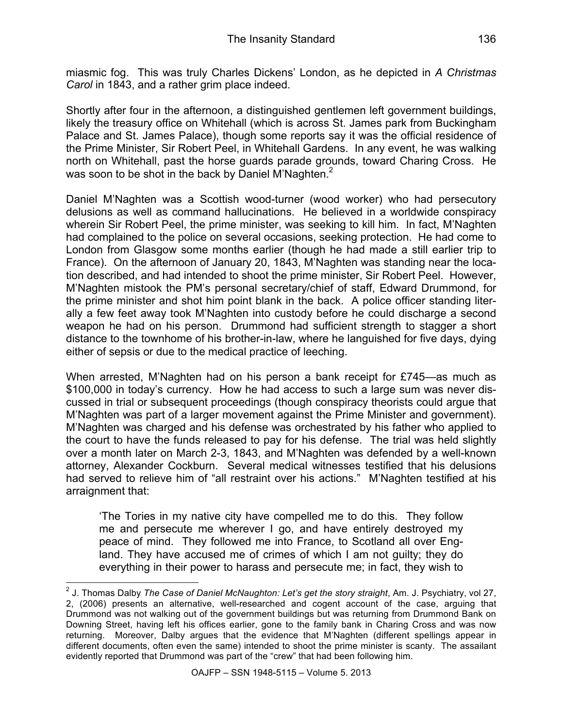miasmic fog. This was truly Charles Dickens' London, as he depicted in *A Christmas Carol* in 1843, and a rather grim place indeed.

Shortly after four in the afternoon, a distinguished gentlemen left government buildings, likely the treasury office on Whitehall (which is across St. James park from Buckingham Palace and St. James Palace), though some reports say it was the official residence of the Prime Minister, Sir Robert Peel, in Whitehall Gardens. In any event, he was walking north on Whitehall, past the horse guards parade grounds, toward Charing Cross. He was soon to be shot in the back by Daniel M'Naghten.[2]

Daniel M'Naghten was a Scottish wood-turner (wood worker) who had persecutory delusions as well as command hallucinations. He believed in a worldwide conspiracy wherein Sir Robert Peel, the prime minister, was seeking to kill him. In fact, M'Naghten had complained to the police on several occasions, seeking protection. He had come to London from Glasgow some months earlier (though he had made a still earlier trip to France). On the afternoon of January 20, 1843, M'Naghten was standing near the location described, and had intended to shoot the prime minister, Sir Robert Peel. However, M'Naghten mistook the PM's personal secretary/chief of staff, Edward Drummond, for the prime minister and shot him point blank in the back. A police officer standing literally a few feet away took M'Naghten into custody before he could discharge a second weapon he had on his person. Drummond had sufficient strength to stagger a short distance to the townhome of his brother-in-law, where he languished for five days, dying either of sepsis or due to the medical practice of leeching.

When arrested, M'Naghten had on his person a bank receipt for £745—as much as \$100,000 in today's currency. How he had access to such a large sum was never discussed in trial or subsequent proceedings (though conspiracy theorists could argue that M'Naghten was part of a larger movement against the Prime Minister and government). M'Naghten was charged and his defense was orchestrated by his father who applied to the court to have the funds released to pay for his defense. The trial was held slightly over a month later on March 2-3, 1843, and M'Naghten was defended by a well-known attorney, Alexander Cockburn. Several medical witnesses testified that his delusions had served to relieve him of "all restraint over his actions." M'Naghten testified at his arraignment that:

> 'The Tories in my native city have compelled me to do this. They follow me and persecute me wherever I go, and have entirely destroyed my peace of mind. They followed me into France, to Scotland all over England. They have accused me of crimes of which I am not guilty; they do everything in their power to harass and persecute me; in fact, they wish to

---

[2] J. Thomas Dalby *The Case of Daniel McNaughton: Let's get the story straight*, Am. J. Psychiatry, vol 27, 2, (2006) presents an alternative, well-researched and cogent account of the case, arguing that Drummond was not walking out of the government buildings but was returning from Drummond Bank on Downing Street, having left his offices earlier, gone to the family bank in Charing Cross and was now returning. Moreover, Dalby argues that the evidence that M'Naghten (different spellings appear in different documents, often even the same) intended to shoot the prime minister is scanty. The assailant evidently reported that Drummond was part of the "crew" that had been following him.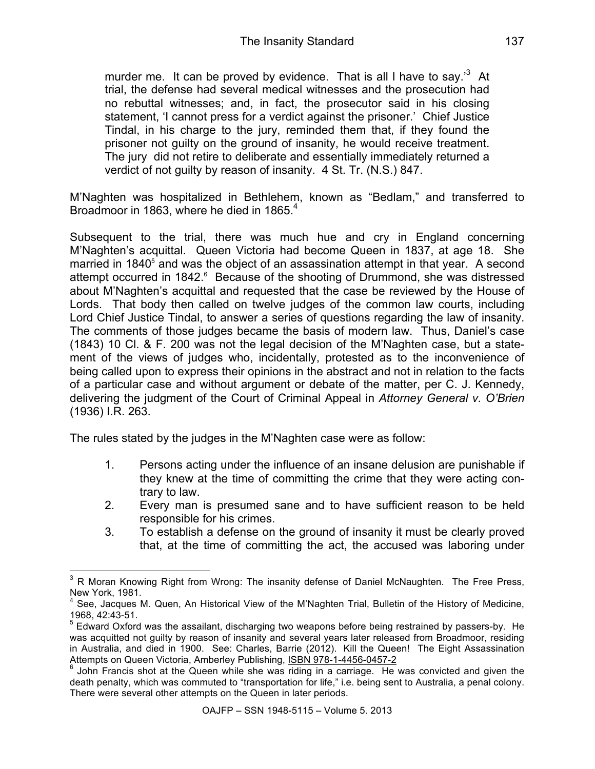> murder me. It can be proved by evidence. That is all I have to say.'[3] At trial, the defense had several medical witnesses and the prosecution had no rebuttal witnesses; and, in fact, the prosecutor said in his closing statement, 'I cannot press for a verdict against the prisoner.' Chief Justice Tindal, in his charge to the jury, reminded them that, if they found the prisoner not guilty on the ground of insanity, he would receive treatment. The jury did not retire to deliberate and essentially immediately returned a verdict of not guilty by reason of insanity. 4 St. Tr. (N.S.) 847.

M'Naghten was hospitalized in Bethlehem, known as "Bedlam," and transferred to Broadmoor in 1863, where he died in 1865.[4]

Subsequent to the trial, there was much hue and cry in England concerning M'Naghten's acquittal. Queen Victoria had become Queen in 1837, at age 18. She married in 1840[5] and was the object of an assassination attempt in that year. A second attempt occurred in 1842.[6] Because of the shooting of Drummond, she was distressed about M'Naghten's acquittal and requested that the case be reviewed by the House of Lords. That body then called on twelve judges of the common law courts, including Lord Chief Justice Tindal, to answer a series of questions regarding the law of insanity. The comments of those judges became the basis of modern law. Thus, Daniel's case (1843) 10 Cl. & F. 200 was not the legal decision of the M'Naghten case, but a statement of the views of judges who, incidentally, protested as to the inconvenience of being called upon to express their opinions in the abstract and not in relation to the facts of a particular case and without argument or debate of the matter, per C. J. Kennedy, delivering the judgment of the Court of Criminal Appeal in *Attorney General v. O'Brien* (1936) I.R. 263.

The rules stated by the judges in the M'Naghten case were as follow:

1. Persons acting under the influence of an insane delusion are punishable if they knew at the time of committing the crime that they were acting contrary to law.
2. Every man is presumed sane and to have sufficient reason to be held responsible for his crimes.
3. To establish a defense on the ground of insanity it must be clearly proved that, at the time of committing the act, the accused was laboring under

---

[3] R Moran Knowing Right from Wrong: The insanity defense of Daniel McNaughten. The Free Press, New York, 1981.

[4] See, Jacques M. Quen, An Historical View of the M'Naghten Trial, Bulletin of the History of Medicine, 1968, 42:43-51.

[5] Edward Oxford was the assailant, discharging two weapons before being restrained by passers-by. He was acquitted not guilty by reason of insanity and several years later released from Broadmoor, residing in Australia, and died in 1900. See: Charles, Barrie (2012). Kill the Queen! The Eight Assassination Attempts on Queen Victoria, Amberley Publishing, ISBN 978-1-4456-0457-2

[6] John Francis shot at the Queen while she was riding in a carriage. He was convicted and given the death penalty, which was commuted to "transportation for life," i.e. being sent to Australia, a penal colony. There were several other attempts on the Queen in later periods.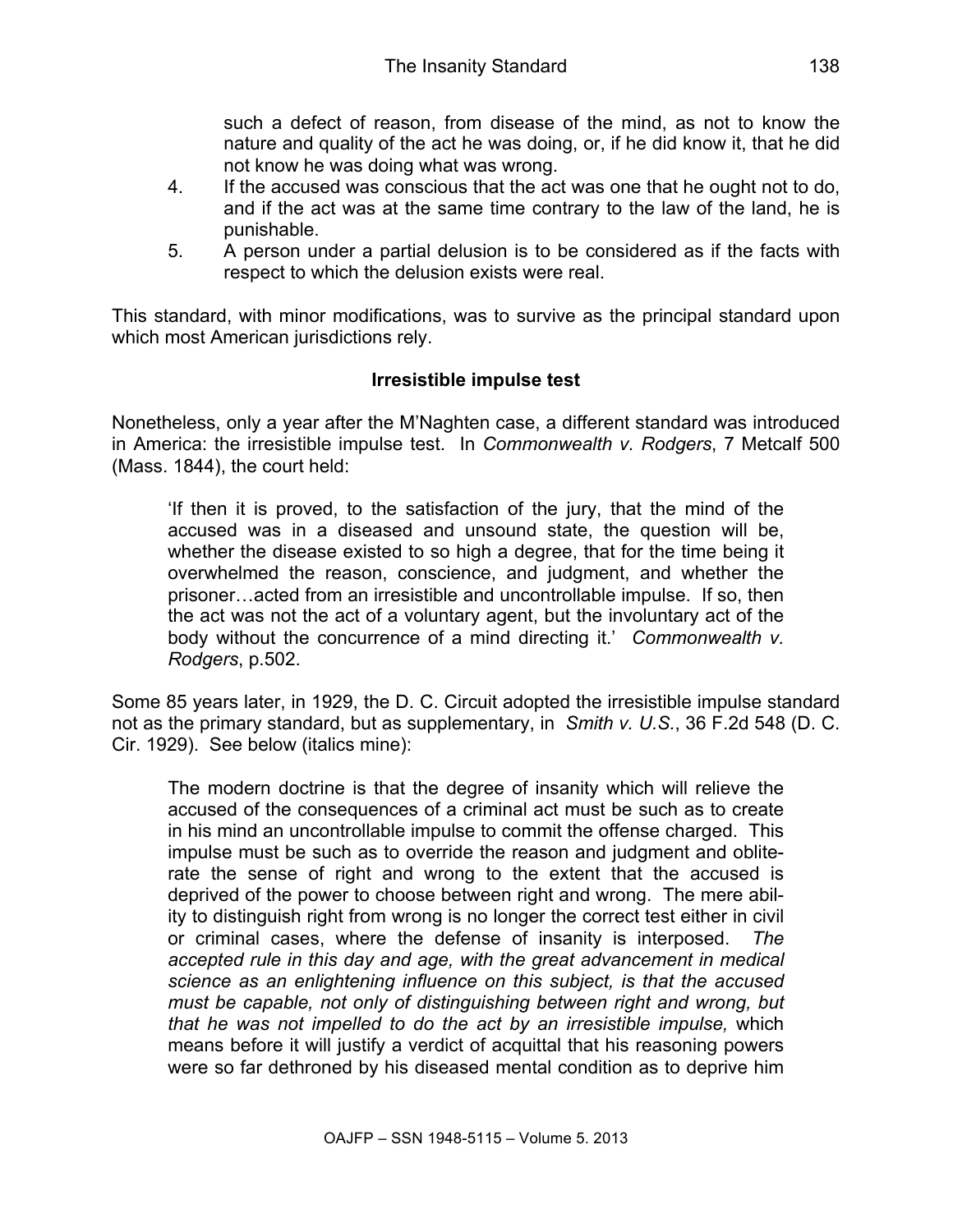such a defect of reason, from disease of the mind, as not to know the nature and quality of the act he was doing, or, if he did know it, that he did not know he was doing what was wrong.

4. If the accused was conscious that the act was one that he ought not to do, and if the act was at the same time contrary to the law of the land, he is punishable.
5. A person under a partial delusion is to be considered as if the facts with respect to which the delusion exists were real.

This standard, with minor modifications, was to survive as the principal standard upon which most American jurisdictions rely.

### Irresistible impulse test

Nonetheless, only a year after the M'Naghten case, a different standard was introduced in America: the irresistible impulse test. In *Commonwealth v. Rodgers*, 7 Metcalf 500 (Mass. 1844), the court held:

> 'If then it is proved, to the satisfaction of the jury, that the mind of the accused was in a diseased and unsound state, the question will be, whether the disease existed to so high a degree, that for the time being it overwhelmed the reason, conscience, and judgment, and whether the prisoner…acted from an irresistible and uncontrollable impulse. If so, then the act was not the act of a voluntary agent, but the involuntary act of the body without the concurrence of a mind directing it.' *Commonwealth v. Rodgers*, p.502.

Some 85 years later, in 1929, the D. C. Circuit adopted the irresistible impulse standard not as the primary standard, but as supplementary, in *Smith v. U.S.*, 36 F.2d 548 (D. C. Cir. 1929). See below (italics mine):

> The modern doctrine is that the degree of insanity which will relieve the accused of the consequences of a criminal act must be such as to create in his mind an uncontrollable impulse to commit the offense charged. This impulse must be such as to override the reason and judgment and obliterate the sense of right and wrong to the extent that the accused is deprived of the power to choose between right and wrong. The mere ability to distinguish right from wrong is no longer the correct test either in civil or criminal cases, where the defense of insanity is interposed. *The accepted rule in this day and age, with the great advancement in medical science as an enlightening influence on this subject, is that the accused must be capable, not only of distinguishing between right and wrong, but that he was not impelled to do the act by an irresistible impulse,* which means before it will justify a verdict of acquittal that his reasoning powers were so far dethroned by his diseased mental condition as to deprive him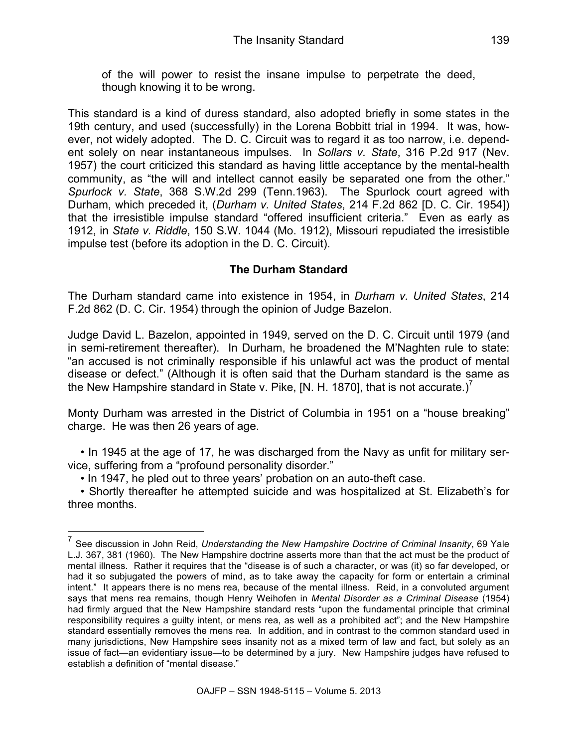of the will power to resist the insane impulse to perpetrate the deed, though knowing it to be wrong.

This standard is a kind of duress standard, also adopted briefly in some states in the 19th century, and used (successfully) in the Lorena Bobbitt trial in 1994. It was, however, not widely adopted. The D. C. Circuit was to regard it as too narrow, i.e. dependent solely on near instantaneous impulses. In *Sollars v. State*, 316 P.2d 917 (Nev. 1957) the court criticized this standard as having little acceptance by the mental-health community, as "the will and intellect cannot easily be separated one from the other." *Spurlock v. State*, 368 S.W.2d 299 (Tenn.1963). The Spurlock court agreed with Durham, which preceded it, (*Durham v. United States*, 214 F.2d 862 [D. C. Cir. 1954]) that the irresistible impulse standard "offered insufficient criteria." Even as early as 1912, in *State v. Riddle*, 150 S.W. 1044 (Mo. 1912), Missouri repudiated the irresistible impulse test (before its adoption in the D. C. Circuit).

## The Durham Standard

The Durham standard came into existence in 1954, in *Durham v. United States*, 214 F.2d 862 (D. C. Cir. 1954) through the opinion of Judge Bazelon.

Judge David L. Bazelon, appointed in 1949, served on the D. C. Circuit until 1979 (and in semi-retirement thereafter). In Durham, he broadened the M'Naghten rule to state: "an accused is not criminally responsible if his unlawful act was the product of mental disease or defect." (Although it is often said that the Durham standard is the same as the New Hampshire standard in State v. Pike, [N. H. 1870], that is not accurate.)[7]

Monty Durham was arrested in the District of Columbia in 1951 on a "house breaking" charge. He was then 26 years of age.

- In 1945 at the age of 17, he was discharged from the Navy as unfit for military service, suffering from a "profound personality disorder."
- In 1947, he pled out to three years' probation on an auto-theft case.
- Shortly thereafter he attempted suicide and was hospitalized at St. Elizabeth's for three months.

---

[7] See discussion in John Reid, *Understanding the New Hampshire Doctrine of Criminal Insanity*, 69 Yale L.J. 367, 381 (1960). The New Hampshire doctrine asserts more than that the act must be the product of mental illness. Rather it requires that the "disease is of such a character, or was (it) so far developed, or had it so subjugated the powers of mind, as to take away the capacity for form or entertain a criminal intent." It appears there is no mens rea, because of the mental illness. Reid, in a convoluted argument says that mens rea remains, though Henry Weihofen in *Mental Disorder as a Criminal Disease* (1954) had firmly argued that the New Hampshire standard rests "upon the fundamental principle that criminal responsibility requires a guilty intent, or mens rea, as well as a prohibited act"; and the New Hampshire standard essentially removes the mens rea. In addition, and in contrast to the common standard used in many jurisdictions, New Hampshire sees insanity not as a mixed term of law and fact, but solely as an issue of fact—an evidentiary issue—to be determined by a jury. New Hampshire judges have refused to establish a definition of "mental disease."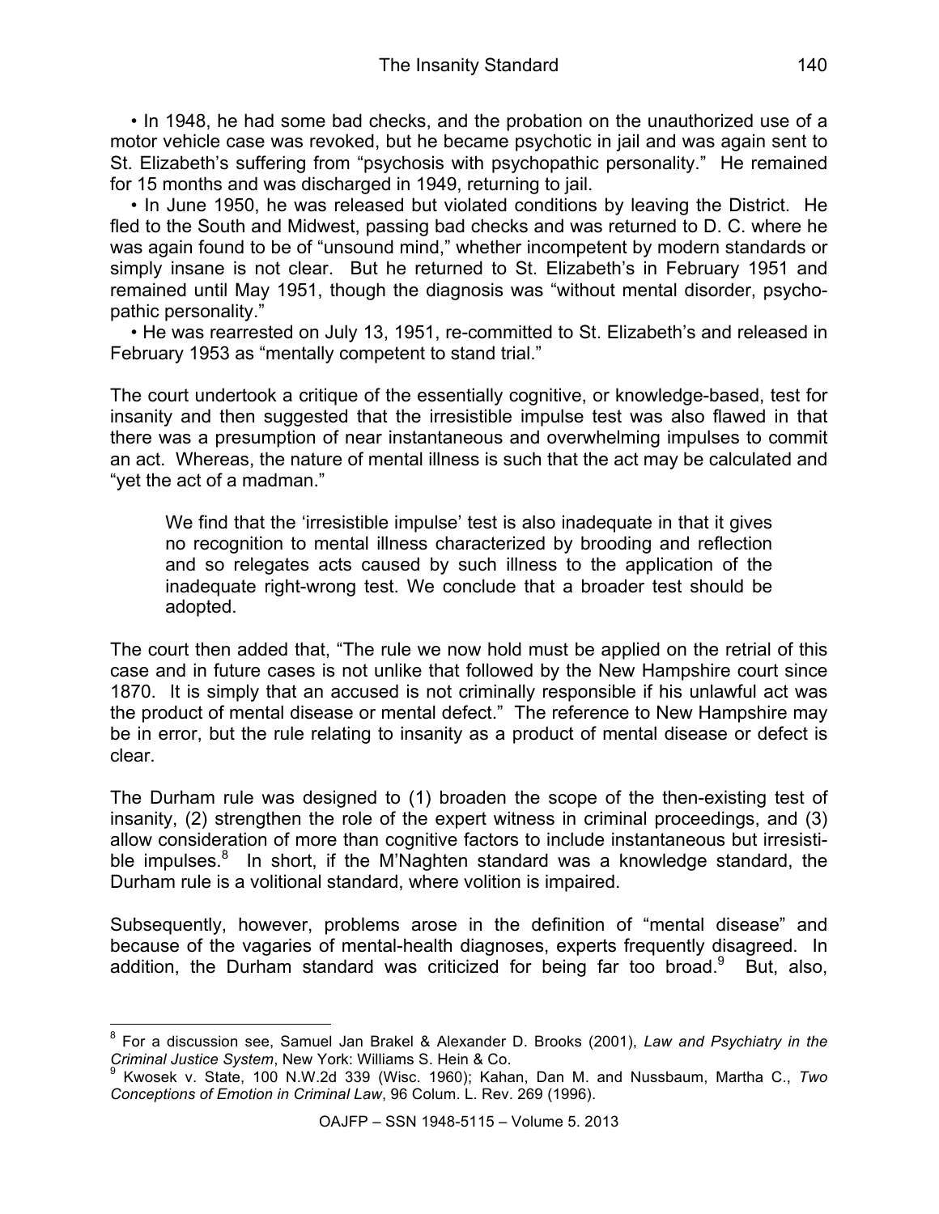• In 1948, he had some bad checks, and the probation on the unauthorized use of a motor vehicle case was revoked, but he became psychotic in jail and was again sent to St. Elizabeth's suffering from "psychosis with psychopathic personality." He remained for 15 months and was discharged in 1949, returning to jail.

• In June 1950, he was released but violated conditions by leaving the District. He fled to the South and Midwest, passing bad checks and was returned to D. C. where he was again found to be of "unsound mind," whether incompetent by modern standards or simply insane is not clear. But he returned to St. Elizabeth's in February 1951 and remained until May 1951, though the diagnosis was "without mental disorder, psychopathic personality."

• He was rearrested on July 13, 1951, re-committed to St. Elizabeth's and released in February 1953 as "mentally competent to stand trial."

The court undertook a critique of the essentially cognitive, or knowledge-based, test for insanity and then suggested that the irresistible impulse test was also flawed in that there was a presumption of near instantaneous and overwhelming impulses to commit an act. Whereas, the nature of mental illness is such that the act may be calculated and "yet the act of a madman."

> We find that the 'irresistible impulse' test is also inadequate in that it gives no recognition to mental illness characterized by brooding and reflection and so relegates acts caused by such illness to the application of the inadequate right-wrong test. We conclude that a broader test should be adopted.

The court then added that, "The rule we now hold must be applied on the retrial of this case and in future cases is not unlike that followed by the New Hampshire court since 1870. It is simply that an accused is not criminally responsible if his unlawful act was the product of mental disease or mental defect." The reference to New Hampshire may be in error, but the rule relating to insanity as a product of mental disease or defect is clear.

The Durham rule was designed to (1) broaden the scope of the then-existing test of insanity, (2) strengthen the role of the expert witness in criminal proceedings, and (3) allow consideration of more than cognitive factors to include instantaneous but irresistible impulses.[8] In short, if the M'Naghten standard was a knowledge standard, the Durham rule is a volitional standard, where volition is impaired.

Subsequently, however, problems arose in the definition of "mental disease" and because of the vagaries of mental-health diagnoses, experts frequently disagreed. In addition, the Durham standard was criticized for being far too broad.[9] But, also,

---

[8] For a discussion see, Samuel Jan Brakel & Alexander D. Brooks (2001), *Law and Psychiatry in the Criminal Justice System*, New York: Williams S. Hein & Co.

[9] Kwosek v. State, 100 N.W.2d 339 (Wisc. 1960); Kahan, Dan M. and Nussbaum, Martha C., *Two Conceptions of Emotion in Criminal Law*, 96 Colum. L. Rev. 269 (1996).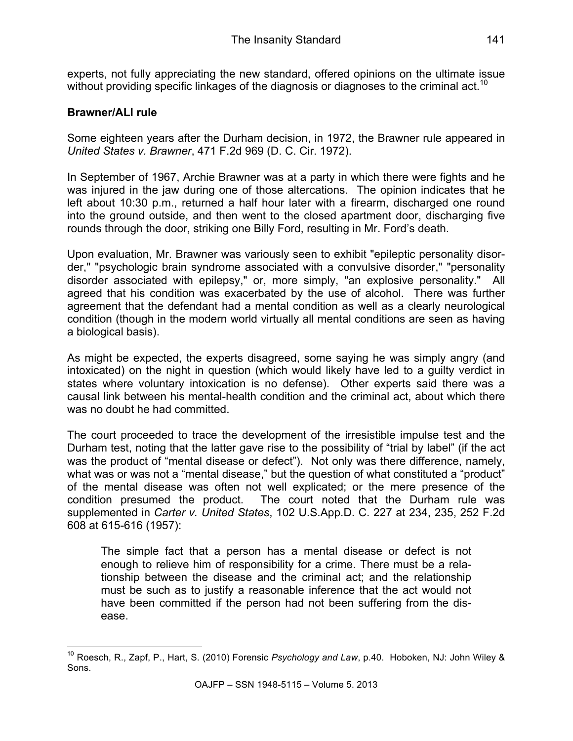experts, not fully appreciating the new standard, offered opinions on the ultimate issue without providing specific linkages of the diagnosis or diagnoses to the criminal act.[10]

## Brawner/ALI rule

Some eighteen years after the Durham decision, in 1972, the Brawner rule appeared in *United States v. Brawner*, 471 F.2d 969 (D. C. Cir. 1972).

In September of 1967, Archie Brawner was at a party in which there were fights and he was injured in the jaw during one of those altercations. The opinion indicates that he left about 10:30 p.m., returned a half hour later with a firearm, discharged one round into the ground outside, and then went to the closed apartment door, discharging five rounds through the door, striking one Billy Ford, resulting in Mr. Ford's death.

Upon evaluation, Mr. Brawner was variously seen to exhibit "epileptic personality disorder," "psychologic brain syndrome associated with a convulsive disorder," "personality disorder associated with epilepsy," or, more simply, "an explosive personality." All agreed that his condition was exacerbated by the use of alcohol. There was further agreement that the defendant had a mental condition as well as a clearly neurological condition (though in the modern world virtually all mental conditions are seen as having a biological basis).

As might be expected, the experts disagreed, some saying he was simply angry (and intoxicated) on the night in question (which would likely have led to a guilty verdict in states where voluntary intoxication is no defense). Other experts said there was a causal link between his mental-health condition and the criminal act, about which there was no doubt he had committed.

The court proceeded to trace the development of the irresistible impulse test and the Durham test, noting that the latter gave rise to the possibility of "trial by label" (if the act was the product of "mental disease or defect"). Not only was there difference, namely, what was or was not a "mental disease," but the question of what constituted a "product" of the mental disease was often not well explicated; or the mere presence of the condition presumed the product. The court noted that the Durham rule was supplemented in *Carter v. United States*, 102 U.S.App.D. C. 227 at 234, 235, 252 F.2d 608 at 615-616 (1957):

> The simple fact that a person has a mental disease or defect is not enough to relieve him of responsibility for a crime. There must be a relationship between the disease and the criminal act; and the relationship must be such as to justify a reasonable inference that the act would not have been committed if the person had not been suffering from the disease.

---

[10] Roesch, R., Zapf, P., Hart, S. (2010) Forensic *Psychology and Law*, p.40. Hoboken, NJ: John Wiley & Sons.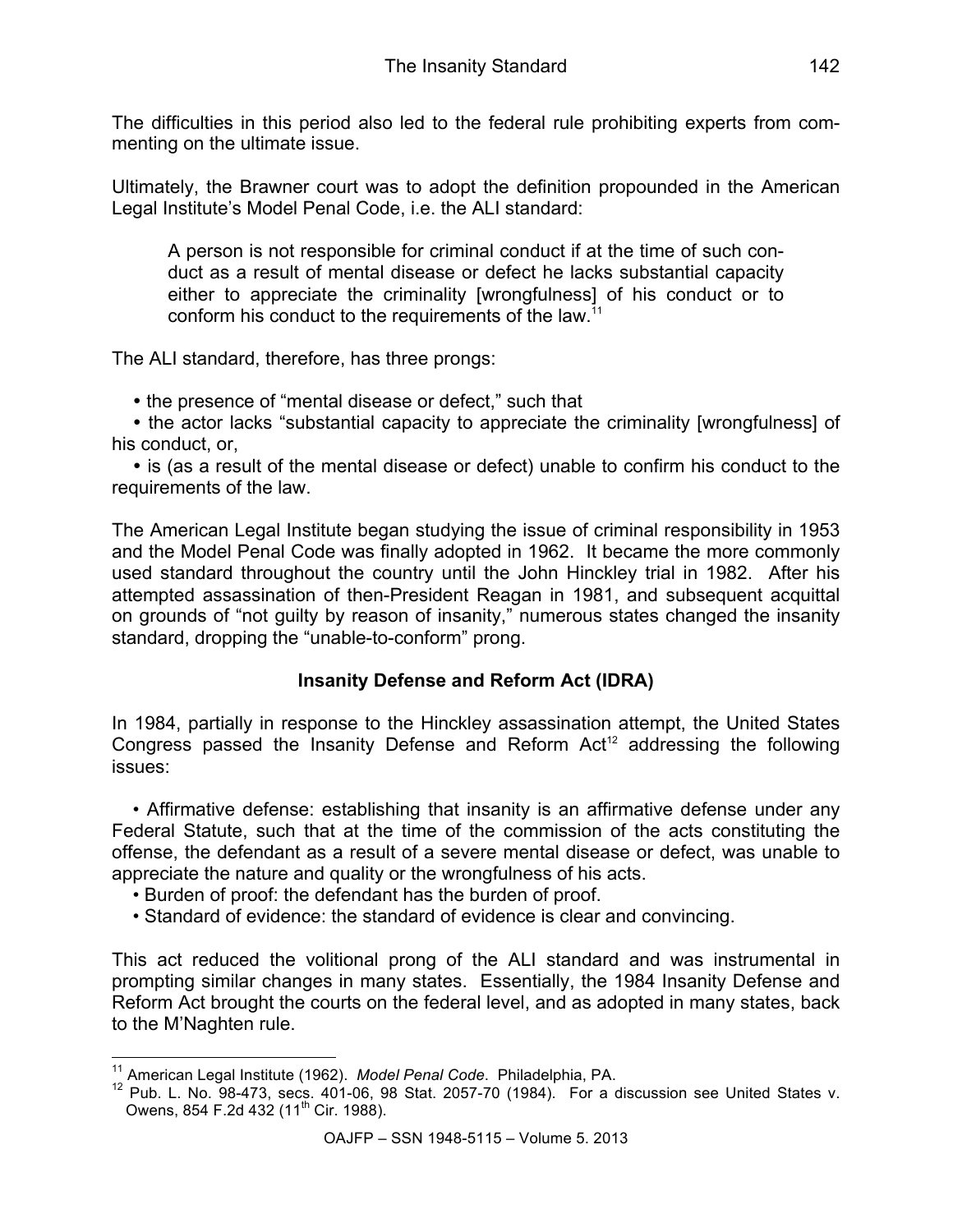The difficulties in this period also led to the federal rule prohibiting experts from commenting on the ultimate issue.

Ultimately, the Brawner court was to adopt the definition propounded in the American Legal Institute's Model Penal Code, i.e. the ALI standard:

> A person is not responsible for criminal conduct if at the time of such conduct as a result of mental disease or defect he lacks substantial capacity either to appreciate the criminality [wrongfulness] of his conduct or to conform his conduct to the requirements of the law.[11]

The ALI standard, therefore, has three prongs:

- the presence of "mental disease or defect," such that
- the actor lacks "substantial capacity to appreciate the criminality [wrongfulness] of his conduct, or,
- is (as a result of the mental disease or defect) unable to confirm his conduct to the requirements of the law.

The American Legal Institute began studying the issue of criminal responsibility in 1953 and the Model Penal Code was finally adopted in 1962. It became the more commonly used standard throughout the country until the John Hinckley trial in 1982. After his attempted assassination of then-President Reagan in 1981, and subsequent acquittal on grounds of "not guilty by reason of insanity," numerous states changed the insanity standard, dropping the "unable-to-conform" prong.

### Insanity Defense and Reform Act (IDRA)

In 1984, partially in response to the Hinckley assassination attempt, the United States Congress passed the Insanity Defense and Reform Act[12] addressing the following issues:

- Affirmative defense: establishing that insanity is an affirmative defense under any Federal Statute, such that at the time of the commission of the acts constituting the offense, the defendant as a result of a severe mental disease or defect, was unable to appreciate the nature and quality or the wrongfulness of his acts.
- Burden of proof: the defendant has the burden of proof.
- Standard of evidence: the standard of evidence is clear and convincing.

This act reduced the volitional prong of the ALI standard and was instrumental in prompting similar changes in many states. Essentially, the 1984 Insanity Defense and Reform Act brought the courts on the federal level, and as adopted in many states, back to the M'Naghten rule.

---

[11] American Legal Institute (1962). *Model Penal Code*. Philadelphia, PA.

[12] Pub. L. No. 98-473, secs. 401-06, 98 Stat. 2057-70 (1984). For a discussion see United States v. Owens, 854 F.2d 432 (11th Cir. 1988).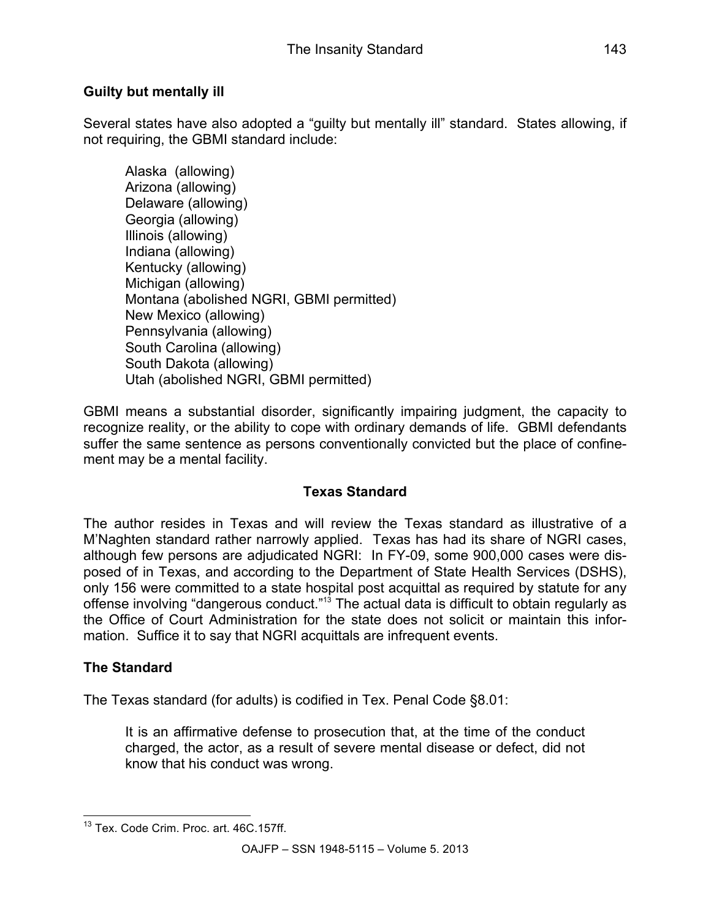**Guilty but mentally ill**

Several states have also adopted a "guilty but mentally ill" standard. States allowing, if not requiring, the GBMI standard include:

Alaska (allowing)  
Arizona (allowing)  
Delaware (allowing)  
Georgia (allowing)  
Illinois (allowing)  
Indiana (allowing)  
Kentucky (allowing)  
Michigan (allowing)  
Montana (abolished NGRI, GBMI permitted)  
New Mexico (allowing)  
Pennsylvania (allowing)  
South Carolina (allowing)  
South Dakota (allowing)  
Utah (abolished NGRI, GBMI permitted)

GBMI means a substantial disorder, significantly impairing judgment, the capacity to recognize reality, or the ability to cope with ordinary demands of life. GBMI defendants suffer the same sentence as persons conventionally convicted but the place of confinement may be a mental facility.

## Texas Standard

The author resides in Texas and will review the Texas standard as illustrative of a M'Naghten standard rather narrowly applied. Texas has had its share of NGRI cases, although few persons are adjudicated NGRI: In FY-09, some 900,000 cases were disposed of in Texas, and according to the Department of State Health Services (DSHS), only 156 were committed to a state hospital post acquittal as required by statute for any offense involving "dangerous conduct."[13] The actual data is difficult to obtain regularly as the Office of Court Administration for the state does not solicit or maintain this information. Suffice it to say that NGRI acquittals are infrequent events.

**The Standard**

The Texas standard (for adults) is codified in Tex. Penal Code §8.01:

> It is an affirmative defense to prosecution that, at the time of the conduct charged, the actor, as a result of severe mental disease or defect, did not know that his conduct was wrong.

---

[13] Tex. Code Crim. Proc. art. 46C.157ff.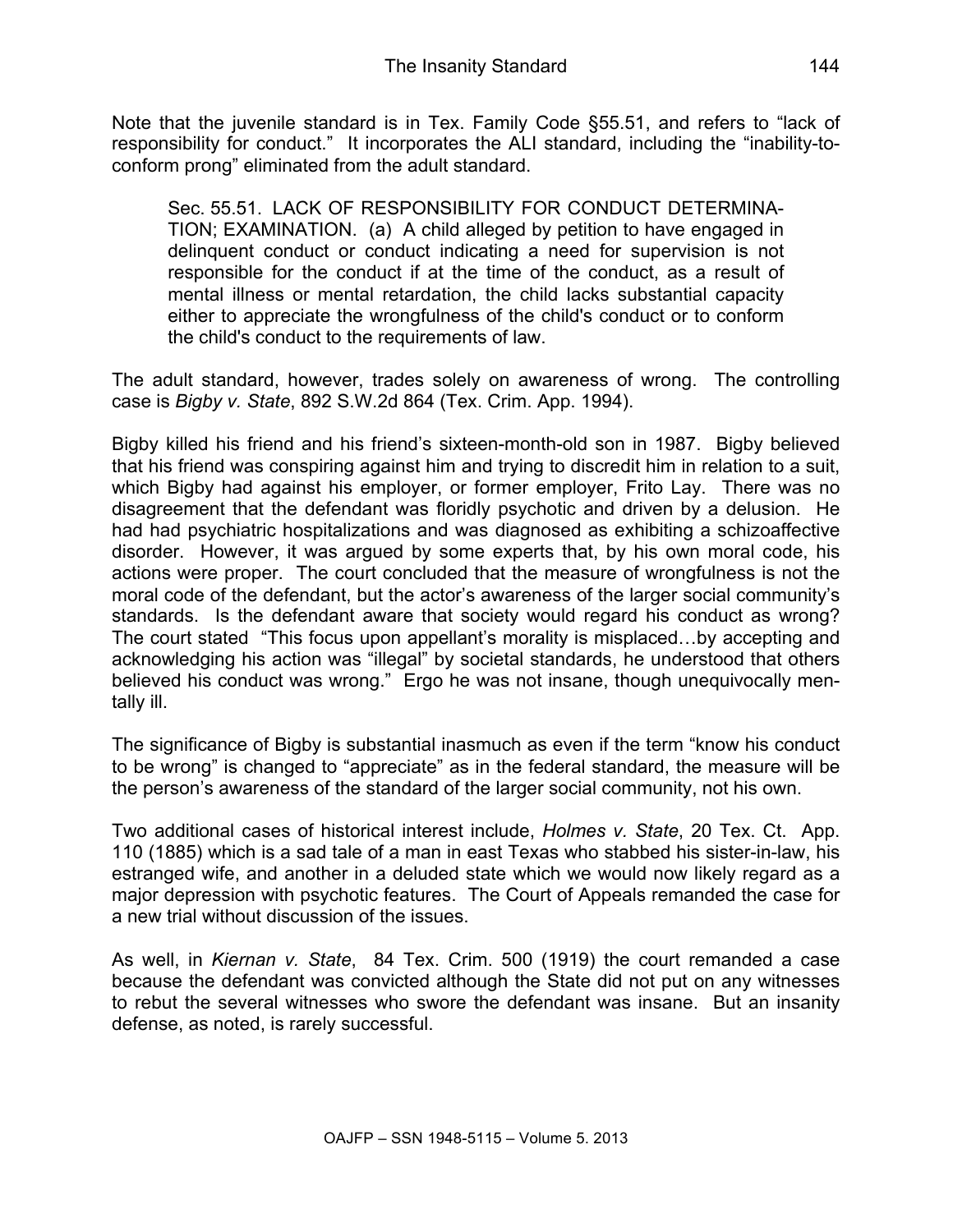Note that the juvenile standard is in Tex. Family Code §55.51, and refers to "lack of responsibility for conduct." It incorporates the ALI standard, including the "inability-to-conform prong" eliminated from the adult standard.

> Sec. 55.51. LACK OF RESPONSIBILITY FOR CONDUCT DETERMINATION; EXAMINATION. (a) A child alleged by petition to have engaged in delinquent conduct or conduct indicating a need for supervision is not responsible for the conduct if at the time of the conduct, as a result of mental illness or mental retardation, the child lacks substantial capacity either to appreciate the wrongfulness of the child's conduct or to conform the child's conduct to the requirements of law.

The adult standard, however, trades solely on awareness of wrong. The controlling case is *Bigby v. State*, 892 S.W.2d 864 (Tex. Crim. App. 1994).

Bigby killed his friend and his friend's sixteen-month-old son in 1987. Bigby believed that his friend was conspiring against him and trying to discredit him in relation to a suit, which Bigby had against his employer, or former employer, Frito Lay. There was no disagreement that the defendant was floridly psychotic and driven by a delusion. He had had psychiatric hospitalizations and was diagnosed as exhibiting a schizoaffective disorder. However, it was argued by some experts that, by his own moral code, his actions were proper. The court concluded that the measure of wrongfulness is not the moral code of the defendant, but the actor's awareness of the larger social community's standards. Is the defendant aware that society would regard his conduct as wrong? The court stated "This focus upon appellant's morality is misplaced…by accepting and acknowledging his action was "illegal" by societal standards, he understood that others believed his conduct was wrong." Ergo he was not insane, though unequivocally mentally ill.

The significance of Bigby is substantial inasmuch as even if the term "know his conduct to be wrong" is changed to "appreciate" as in the federal standard, the measure will be the person's awareness of the standard of the larger social community, not his own.

Two additional cases of historical interest include, *Holmes v. State*, 20 Tex. Ct. App. 110 (1885) which is a sad tale of a man in east Texas who stabbed his sister-in-law, his estranged wife, and another in a deluded state which we would now likely regard as a major depression with psychotic features. The Court of Appeals remanded the case for a new trial without discussion of the issues.

As well, in *Kiernan v. State*, 84 Tex. Crim. 500 (1919) the court remanded a case because the defendant was convicted although the State did not put on any witnesses to rebut the several witnesses who swore the defendant was insane. But an insanity defense, as noted, is rarely successful.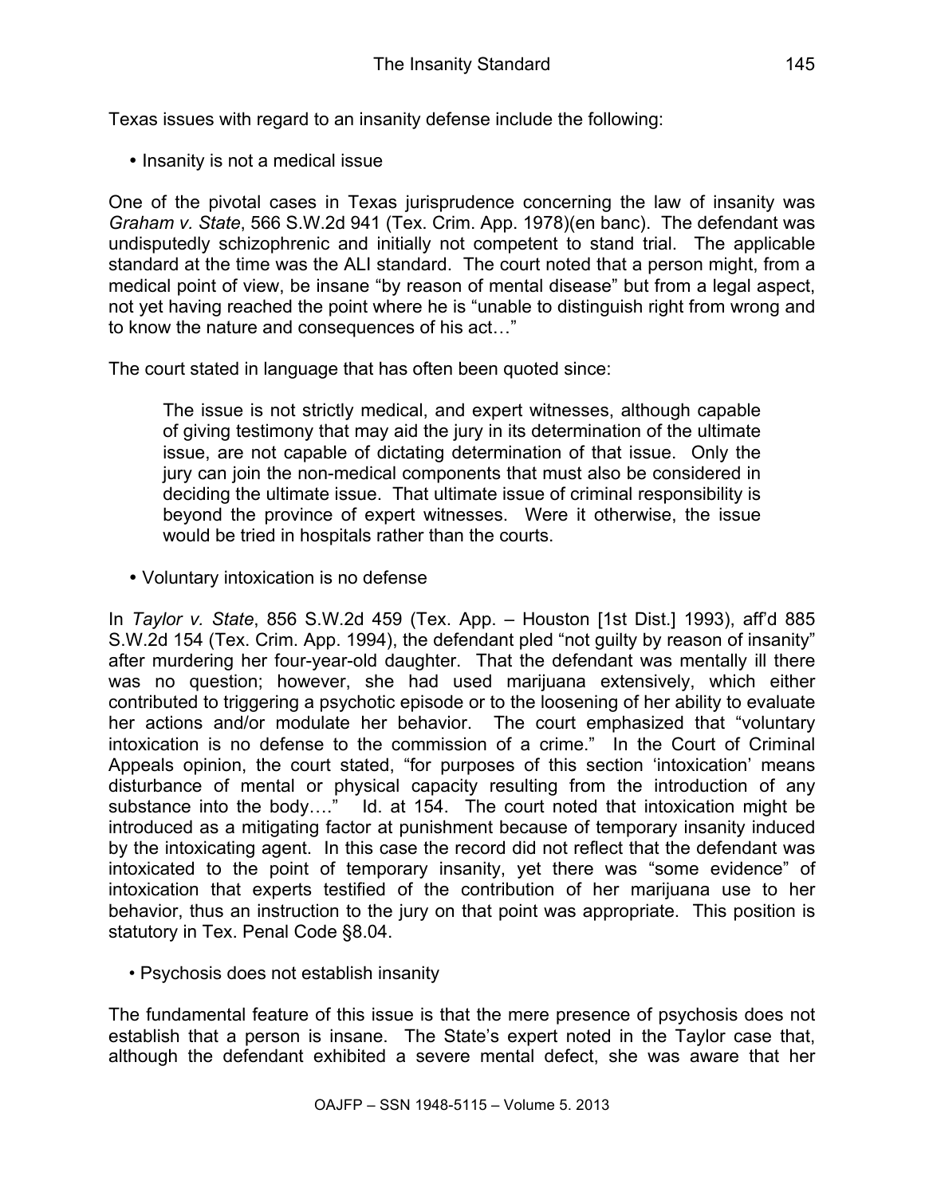Texas issues with regard to an insanity defense include the following:

- Insanity is not a medical issue

One of the pivotal cases in Texas jurisprudence concerning the law of insanity was *Graham v. State*, 566 S.W.2d 941 (Tex. Crim. App. 1978)(en banc). The defendant was undisputedly schizophrenic and initially not competent to stand trial. The applicable standard at the time was the ALI standard. The court noted that a person might, from a medical point of view, be insane "by reason of mental disease" but from a legal aspect, not yet having reached the point where he is "unable to distinguish right from wrong and to know the nature and consequences of his act…"

The court stated in language that has often been quoted since:

> The issue is not strictly medical, and expert witnesses, although capable of giving testimony that may aid the jury in its determination of the ultimate issue, are not capable of dictating determination of that issue. Only the jury can join the non-medical components that must also be considered in deciding the ultimate issue. That ultimate issue of criminal responsibility is beyond the province of expert witnesses. Were it otherwise, the issue would be tried in hospitals rather than the courts.

- Voluntary intoxication is no defense

In *Taylor v. State*, 856 S.W.2d 459 (Tex. App. – Houston [1st Dist.] 1993), aff'd 885 S.W.2d 154 (Tex. Crim. App. 1994), the defendant pled "not guilty by reason of insanity" after murdering her four-year-old daughter. That the defendant was mentally ill there was no question; however, she had used marijuana extensively, which either contributed to triggering a psychotic episode or to the loosening of her ability to evaluate her actions and/or modulate her behavior. The court emphasized that "voluntary intoxication is no defense to the commission of a crime." In the Court of Criminal Appeals opinion, the court stated, "for purposes of this section 'intoxication' means disturbance of mental or physical capacity resulting from the introduction of any substance into the body…." Id. at 154. The court noted that intoxication might be introduced as a mitigating factor at punishment because of temporary insanity induced by the intoxicating agent. In this case the record did not reflect that the defendant was intoxicated to the point of temporary insanity, yet there was "some evidence" of intoxication that experts testified of the contribution of her marijuana use to her behavior, thus an instruction to the jury on that point was appropriate. This position is statutory in Tex. Penal Code §8.04.

- Psychosis does not establish insanity

The fundamental feature of this issue is that the mere presence of psychosis does not establish that a person is insane. The State's expert noted in the Taylor case that, although the defendant exhibited a severe mental defect, she was aware that her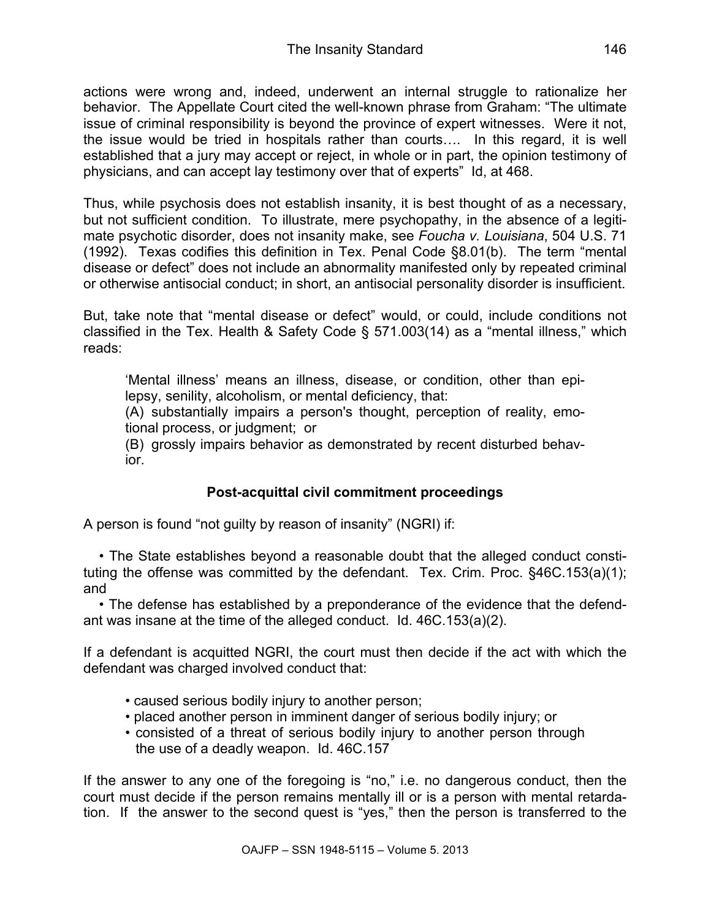actions were wrong and, indeed, underwent an internal struggle to rationalize her behavior. The Appellate Court cited the well-known phrase from Graham: "The ultimate issue of criminal responsibility is beyond the province of expert witnesses. Were it not, the issue would be tried in hospitals rather than courts…. In this regard, it is well established that a jury may accept or reject, in whole or in part, the opinion testimony of physicians, and can accept lay testimony over that of experts" Id, at 468.

Thus, while psychosis does not establish insanity, it is best thought of as a necessary, but not sufficient condition. To illustrate, mere psychopathy, in the absence of a legitimate psychotic disorder, does not insanity make, see *Foucha v. Louisiana*, 504 U.S. 71 (1992). Texas codifies this definition in Tex. Penal Code §8.01(b). The term "mental disease or defect" does not include an abnormality manifested only by repeated criminal or otherwise antisocial conduct; in short, an antisocial personality disorder is insufficient.

But, take note that "mental disease or defect" would, or could, include conditions not classified in the Tex. Health & Safety Code § 571.003(14) as a "mental illness," which reads:

> 'Mental illness' means an illness, disease, or condition, other than epilepsy, senility, alcoholism, or mental deficiency, that:
> (A) substantially impairs a person's thought, perception of reality, emotional process, or judgment; or
> (B) grossly impairs behavior as demonstrated by recent disturbed behavior.

## Post-acquittal civil commitment proceedings

A person is found "not guilty by reason of insanity" (NGRI) if:

- The State establishes beyond a reasonable doubt that the alleged conduct constituting the offense was committed by the defendant. Tex. Crim. Proc. §46C.153(a)(1); and
- The defense has established by a preponderance of the evidence that the defendant was insane at the time of the alleged conduct. Id. 46C.153(a)(2).

If a defendant is acquitted NGRI, the court must then decide if the act with which the defendant was charged involved conduct that:

- caused serious bodily injury to another person;
- placed another person in imminent danger of serious bodily injury; or
- consisted of a threat of serious bodily injury to another person through the use of a deadly weapon. Id. 46C.157

If the answer to any one of the foregoing is "no," i.e. no dangerous conduct, then the court must decide if the person remains mentally ill or is a person with mental retardation. If the answer to the second quest is "yes," then the person is transferred to the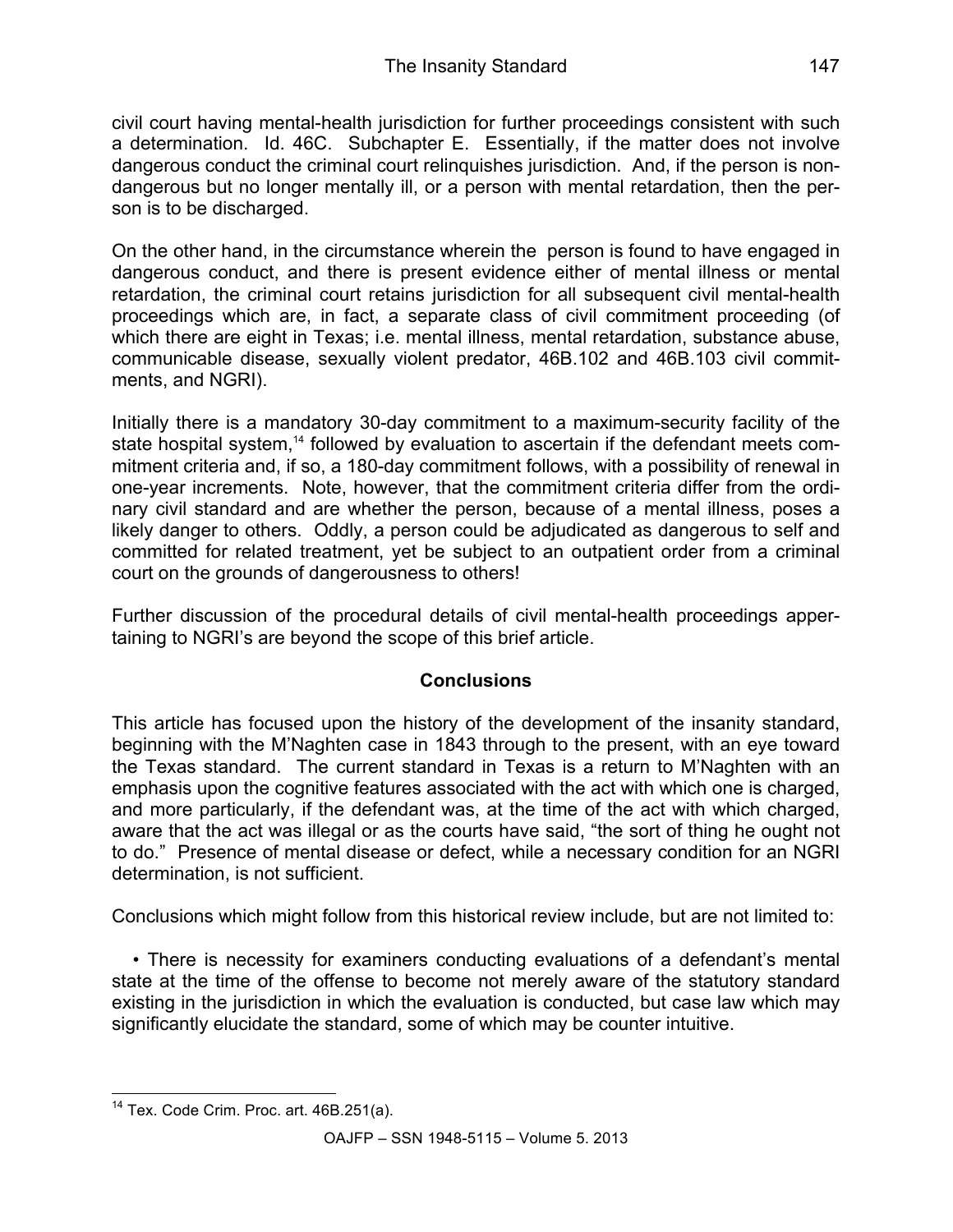civil court having mental-health jurisdiction for further proceedings consistent with such a determination. Id. 46C. Subchapter E. Essentially, if the matter does not involve dangerous conduct the criminal court relinquishes jurisdiction. And, if the person is non-dangerous but no longer mentally ill, or a person with mental retardation, then the person is to be discharged.

On the other hand, in the circumstance wherein the person is found to have engaged in dangerous conduct, and there is present evidence either of mental illness or mental retardation, the criminal court retains jurisdiction for all subsequent civil mental-health proceedings which are, in fact, a separate class of civil commitment proceeding (of which there are eight in Texas; i.e. mental illness, mental retardation, substance abuse, communicable disease, sexually violent predator, 46B.102 and 46B.103 civil commitments, and NGRI).

Initially there is a mandatory 30-day commitment to a maximum-security facility of the state hospital system,[14] followed by evaluation to ascertain if the defendant meets commitment criteria and, if so, a 180-day commitment follows, with a possibility of renewal in one-year increments. Note, however, that the commitment criteria differ from the ordinary civil standard and are whether the person, because of a mental illness, poses a likely danger to others. Oddly, a person could be adjudicated as dangerous to self and committed for related treatment, yet be subject to an outpatient order from a criminal court on the grounds of dangerousness to others!

Further discussion of the procedural details of civil mental-health proceedings appertaining to NGRI's are beyond the scope of this brief article.

## Conclusions

This article has focused upon the history of the development of the insanity standard, beginning with the M'Naghten case in 1843 through to the present, with an eye toward the Texas standard. The current standard in Texas is a return to M'Naghten with an emphasis upon the cognitive features associated with the act with which one is charged, and more particularly, if the defendant was, at the time of the act with which charged, aware that the act was illegal or as the courts have said, "the sort of thing he ought not to do." Presence of mental disease or defect, while a necessary condition for an NGRI determination, is not sufficient.

Conclusions which might follow from this historical review include, but are not limited to:

- There is necessity for examiners conducting evaluations of a defendant's mental state at the time of the offense to become not merely aware of the statutory standard existing in the jurisdiction in which the evaluation is conducted, but case law which may significantly elucidate the standard, some of which may be counter intuitive.

---

[14] Tex. Code Crim. Proc. art. 46B.251(a).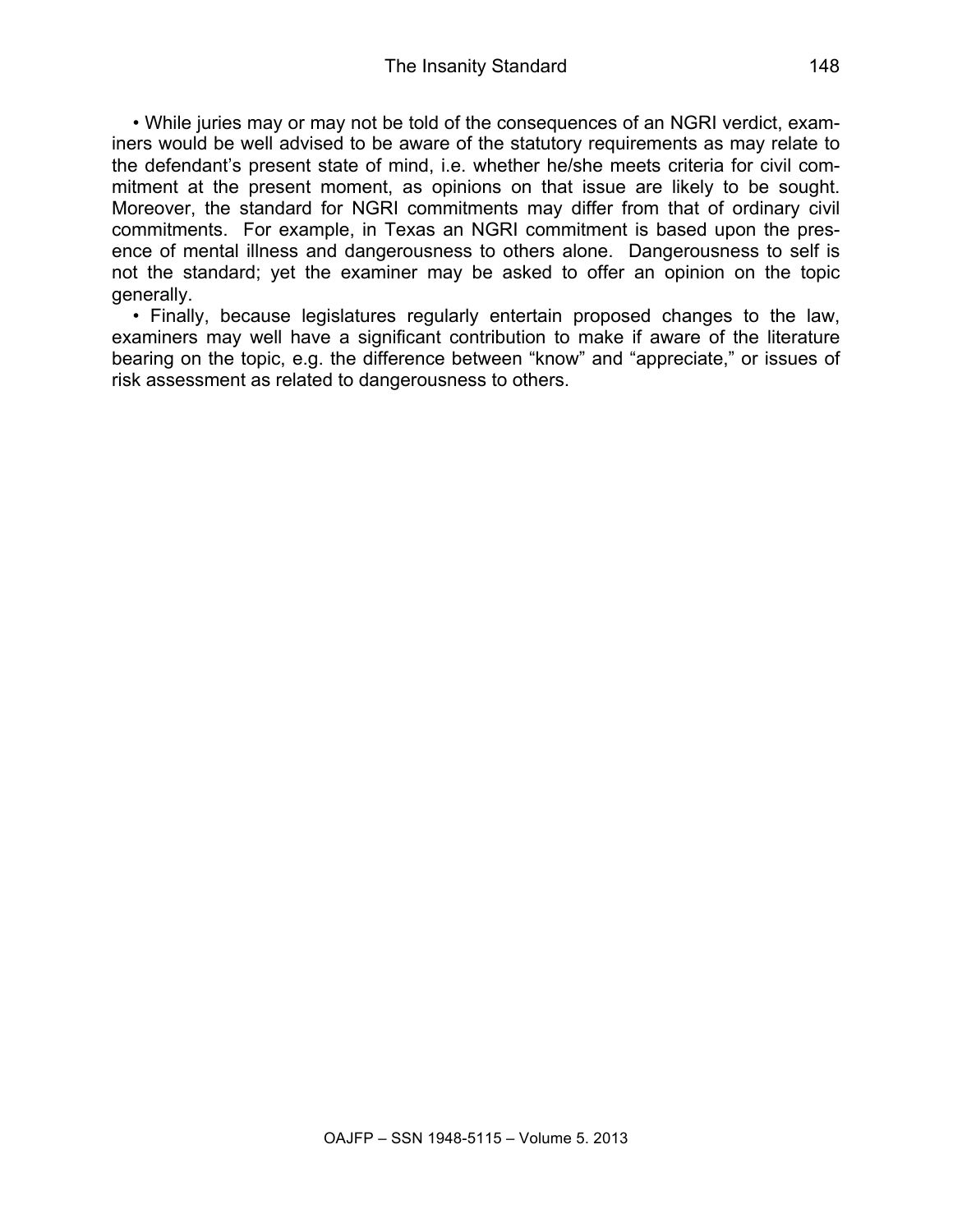- While juries may or may not be told of the consequences of an NGRI verdict, examiners would be well advised to be aware of the statutory requirements as may relate to the defendant's present state of mind, i.e. whether he/she meets criteria for civil commitment at the present moment, as opinions on that issue are likely to be sought. Moreover, the standard for NGRI commitments may differ from that of ordinary civil commitments. For example, in Texas an NGRI commitment is based upon the presence of mental illness and dangerousness to others alone. Dangerousness to self is not the standard; yet the examiner may be asked to offer an opinion on the topic generally.
- Finally, because legislatures regularly entertain proposed changes to the law, examiners may well have a significant contribution to make if aware of the literature bearing on the topic, e.g. the difference between "know" and "appreciate," or issues of risk assessment as related to dangerousness to others.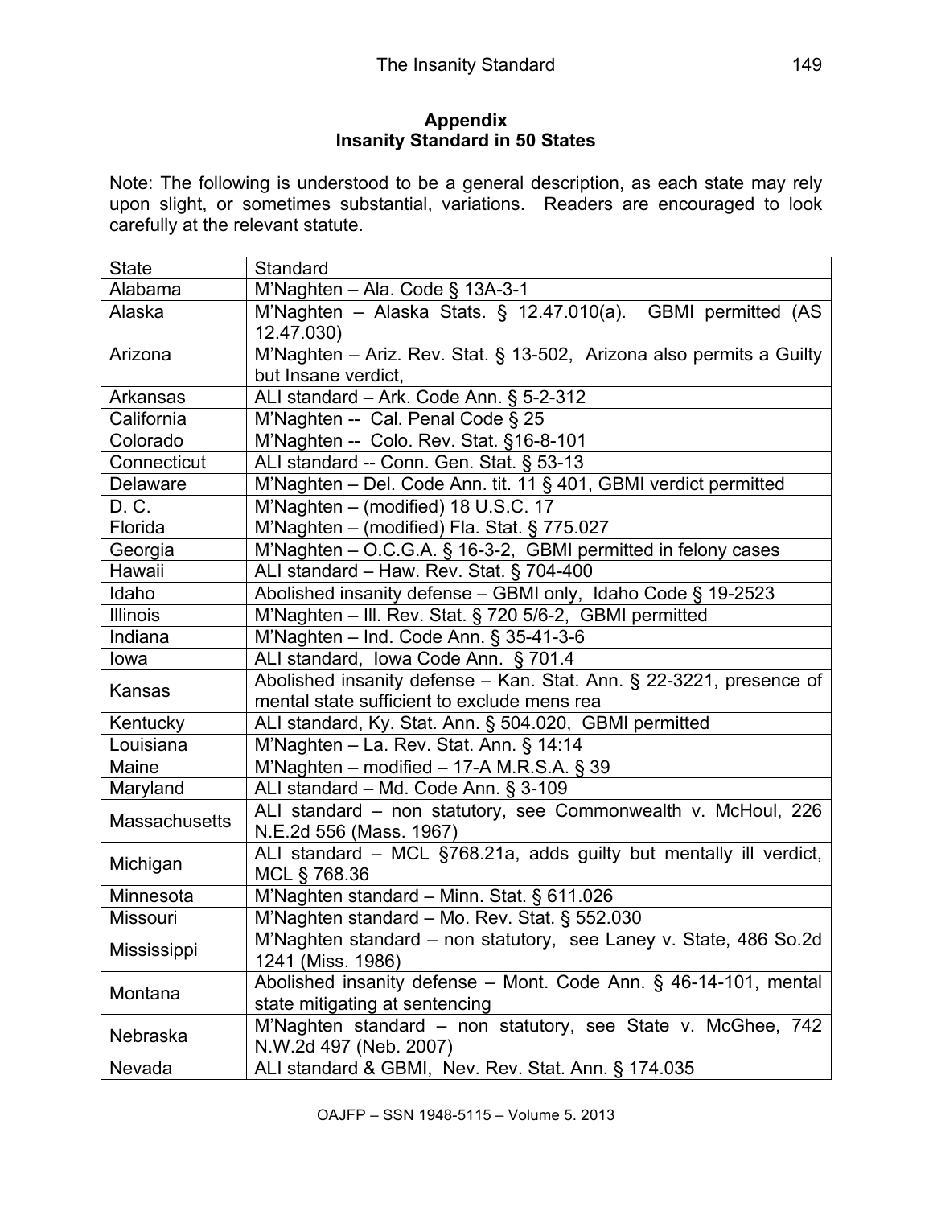**Appendix**
**Insanity Standard in 50 States**

Note: The following is understood to be a general description, as each state may rely upon slight, or sometimes substantial, variations. Readers are encouraged to look carefully at the relevant statute.

| State | Standard |
|---|---|
| Alabama | M'Naghten – Ala. Code § 13A-3-1 |
| Alaska | M'Naghten – Alaska Stats. § 12.47.010(a). GBMI permitted (AS 12.47.030) |
| Arizona | M'Naghten – Ariz. Rev. Stat. § 13-502, Arizona also permits a Guilty but Insane verdict, |
| Arkansas | ALI standard – Ark. Code Ann. § 5-2-312 |
| California | M'Naghten -- Cal. Penal Code § 25 |
| Colorado | M'Naghten -- Colo. Rev. Stat. §16-8-101 |
| Connecticut | ALI standard -- Conn. Gen. Stat. § 53-13 |
| Delaware | M'Naghten – Del. Code Ann. tit. 11 § 401, GBMI verdict permitted |
| D. C. | M'Naghten – (modified) 18 U.S.C. 17 |
| Florida | M'Naghten – (modified) Fla. Stat. § 775.027 |
| Georgia | M'Naghten – O.C.G.A. § 16-3-2, GBMI permitted in felony cases |
| Hawaii | ALI standard – Haw. Rev. Stat. § 704-400 |
| Idaho | Abolished insanity defense – GBMI only, Idaho Code § 19-2523 |
| Illinois | M'Naghten – Ill. Rev. Stat. § 720 5/6-2, GBMI permitted |
| Indiana | M'Naghten – Ind. Code Ann. § 35-41-3-6 |
| Iowa | ALI standard, Iowa Code Ann. § 701.4 |
| Kansas | Abolished insanity defense – Kan. Stat. Ann. § 22-3221, presence of mental state sufficient to exclude mens rea |
| Kentucky | ALI standard, Ky. Stat. Ann. § 504.020, GBMI permitted |
| Louisiana | M'Naghten – La. Rev. Stat. Ann. § 14:14 |
| Maine | M'Naghten – modified – 17-A M.R.S.A. § 39 |
| Maryland | ALI standard – Md. Code Ann. § 3-109 |
| Massachusetts | ALI standard – non statutory, see Commonwealth v. McHoul, 226 N.E.2d 556 (Mass. 1967) |
| Michigan | ALI standard – MCL §768.21a, adds guilty but mentally ill verdict, MCL § 768.36 |
| Minnesota | M'Naghten standard – Minn. Stat. § 611.026 |
| Missouri | M'Naghten standard – Mo. Rev. Stat. § 552.030 |
| Mississippi | M'Naghten standard – non statutory, see Laney v. State, 486 So.2d 1241 (Miss. 1986) |
| Montana | Abolished insanity defense – Mont. Code Ann. § 46-14-101, mental state mitigating at sentencing |
| Nebraska | M'Naghten standard – non statutory, see State v. McGhee, 742 N.W.2d 497 (Neb. 2007) |
| Nevada | ALI standard & GBMI, Nev. Rev. Stat. Ann. § 174.035 |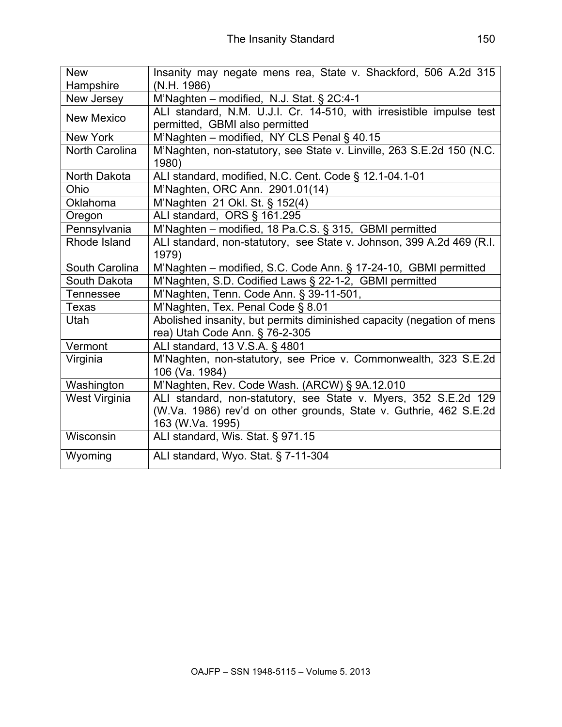| | |
|---|---|
| New Hampshire | Insanity may negate mens rea, State v. Shackford, 506 A.2d 315 (N.H. 1986) |
| New Jersey | M'Naghten – modified, N.J. Stat. § 2C:4-1 |
| New Mexico | ALI standard, N.M. U.J.I. Cr. 14-510, with irresistible impulse test permitted, GBMI also permitted |
| New York | M'Naghten – modified, NY CLS Penal § 40.15 |
| North Carolina | M'Naghten, non-statutory, see State v. Linville, 263 S.E.2d 150 (N.C. 1980) |
| North Dakota | ALI standard, modified, N.C. Cent. Code § 12.1-04.1-01 |
| Ohio | M'Naghten, ORC Ann. 2901.01(14) |
| Oklahoma | M'Naghten 21 Okl. St. § 152(4) |
| Oregon | ALI standard, ORS § 161.295 |
| Pennsylvania | M'Naghten – modified, 18 Pa.C.S. § 315, GBMI permitted |
| Rhode Island | ALI standard, non-statutory, see State v. Johnson, 399 A.2d 469 (R.I. 1979) |
| South Carolina | M'Naghten – modified, S.C. Code Ann. § 17-24-10, GBMI permitted |
| South Dakota | M'Naghten, S.D. Codified Laws § 22-1-2, GBMI permitted |
| Tennessee | M'Naghten, Tenn. Code Ann. § 39-11-501, |
| Texas | M'Naghten, Tex. Penal Code § 8.01 |
| Utah | Abolished insanity, but permits diminished capacity (negation of mens rea) Utah Code Ann. § 76-2-305 |
| Vermont | ALI standard, 13 V.S.A. § 4801 |
| Virginia | M'Naghten, non-statutory, see Price v. Commonwealth, 323 S.E.2d 106 (Va. 1984) |
| Washington | M'Naghten, Rev. Code Wash. (ARCW) § 9A.12.010 |
| West Virginia | ALI standard, non-statutory, see State v. Myers, 352 S.E.2d 129 (W.Va. 1986) rev'd on other grounds, State v. Guthrie, 462 S.E.2d 163 (W.Va. 1995) |
| Wisconsin | ALI standard, Wis. Stat. § 971.15 |
| Wyoming | ALI standard, Wyo. Stat. § 7-11-304 |